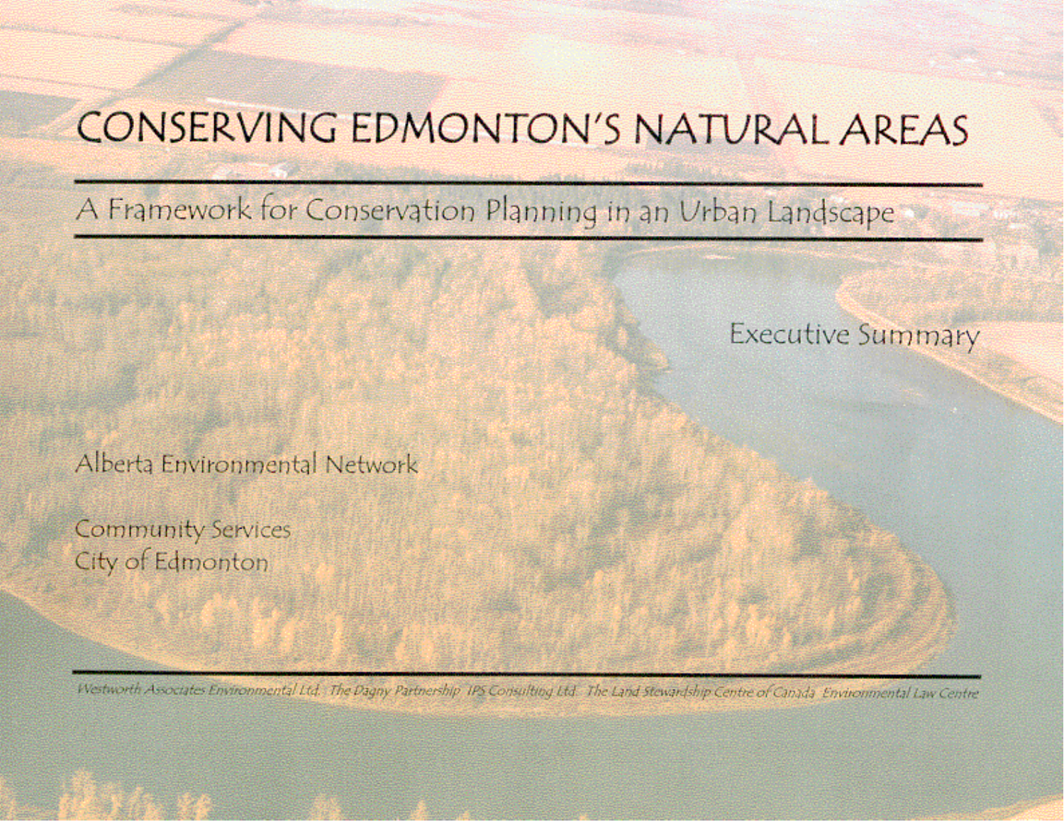# CONSERVING EDMONTON'S NATURAL AREAS

## A Framework for Conservation Planning in an Urban Landscape

Executive Summary

Alberta Environmental Network

Community Services
City of Edmonton

*Westworth Associates Environmental Ltd. The Dagny Partnership IPS Consulting Ltd. The Land Stewardship Centre of Canada Environmental Law Centre*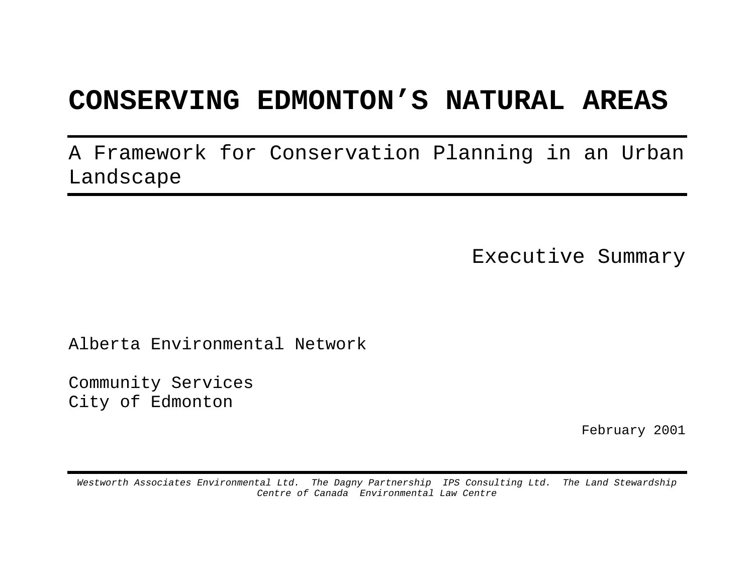# CONSERVING EDMONTON'S NATURAL AREAS

---

A Framework for Conservation Planning in an Urban Landscape

---

Executive Summary

Alberta Environmental Network

Community Services
City of Edmonton

February 2001

---

*Westworth Associates Environmental Ltd. The Dagny Partnership IPS Consulting Ltd. The Land Stewardship Centre of Canada Environmental Law Centre*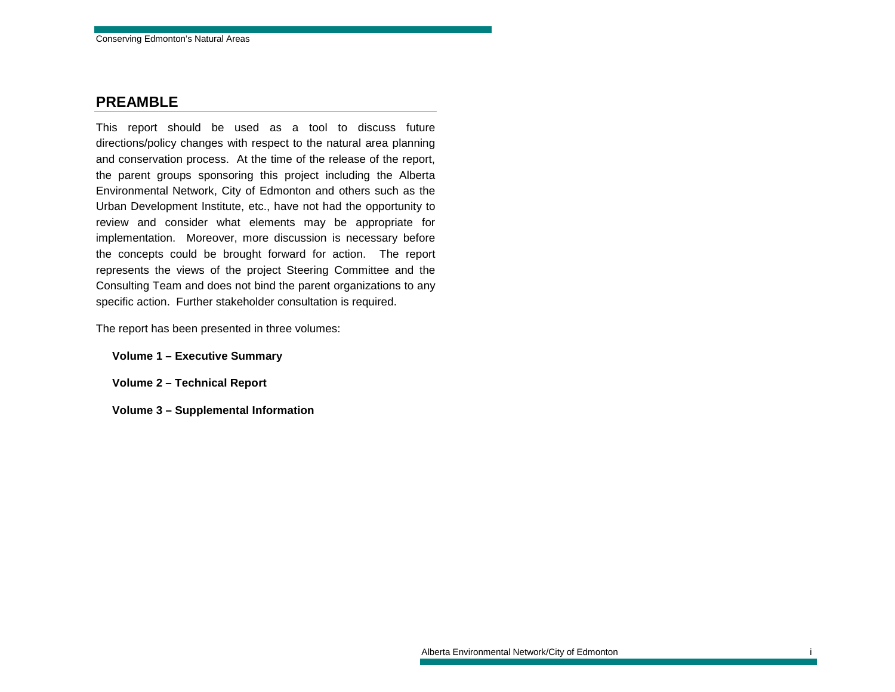## PREAMBLE

This report should be used as a tool to discuss future directions/policy changes with respect to the natural area planning and conservation process. At the time of the release of the report, the parent groups sponsoring this project including the Alberta Environmental Network, City of Edmonton and others such as the Urban Development Institute, etc., have not had the opportunity to review and consider what elements may be appropriate for implementation. Moreover, more discussion is necessary before the concepts could be brought forward for action. The report represents the views of the project Steering Committee and the Consulting Team and does not bind the parent organizations to any specific action. Further stakeholder consultation is required.

The report has been presented in three volumes:

**Volume 1 – Executive Summary**

**Volume 2 – Technical Report**

**Volume 3 – Supplemental Information**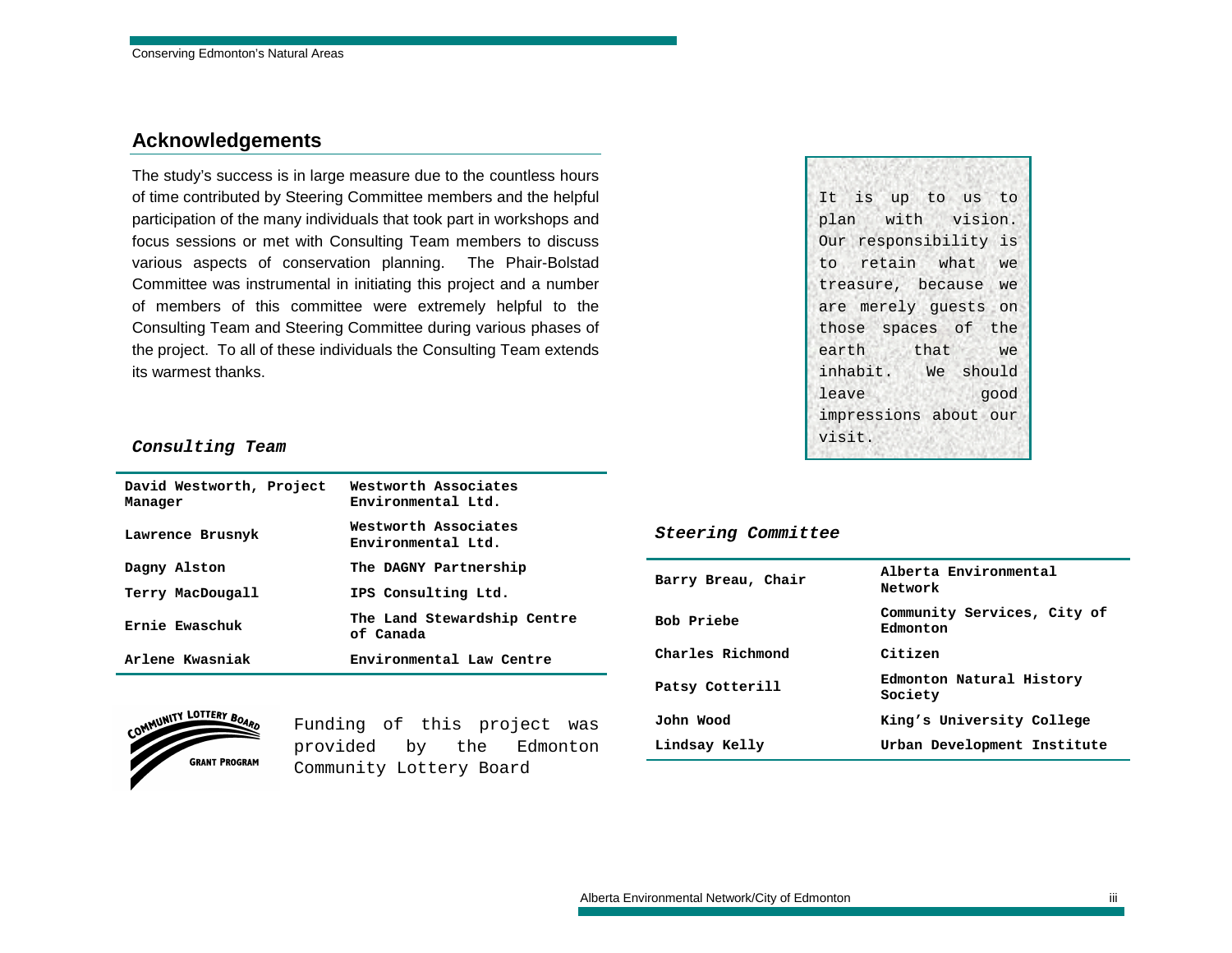## Acknowledgements

The study's success is in large measure due to the countless hours of time contributed by Steering Committee members and the helpful participation of the many individuals that took part in workshops and focus sessions or met with Consulting Team members to discuss various aspects of conservation planning. The Phair-Bolstad Committee was instrumental in initiating this project and a number of members of this committee were extremely helpful to the Consulting Team and Steering Committee during various phases of the project. To all of these individuals the Consulting Team extends its warmest thanks.

> It is up to us to plan with vision. Our responsibility is to retain what we treasure, because we are merely guests on those spaces of the earth that we inhabit. We should leave good impressions about our visit.

### *Consulting Team*

| | |
|---|---|
| **David Westworth, Project Manager** | **Westworth Associates Environmental Ltd.** |
| **Lawrence Brusnyk** | **Westworth Associates Environmental Ltd.** |
| **Dagny Alston** | **The DAGNY Partnership** |
| **Terry MacDougall** | **IPS Consulting Ltd.** |
| **Ernie Ewaschuk** | **The Land Stewardship Centre of Canada** |
| **Arlene Kwasniak** | **Environmental Law Centre** |

### *Steering Committee*

| | |
|---|---|
| **Barry Breau, Chair** | **Alberta Environmental Network** |
| **Bob Priebe** | **Community Services, City of Edmonton** |
| **Charles Richmond** | **Citizen** |
| **Patsy Cotterill** | **Edmonton Natural History Society** |
| **John Wood** | **King's University College** |
| **Lindsay Kelly** | **Urban Development Institute** |

COMMUNITY LOTTERY BOARD GRANT PROGRAM

Funding of this project was provided by the Edmonton Community Lottery Board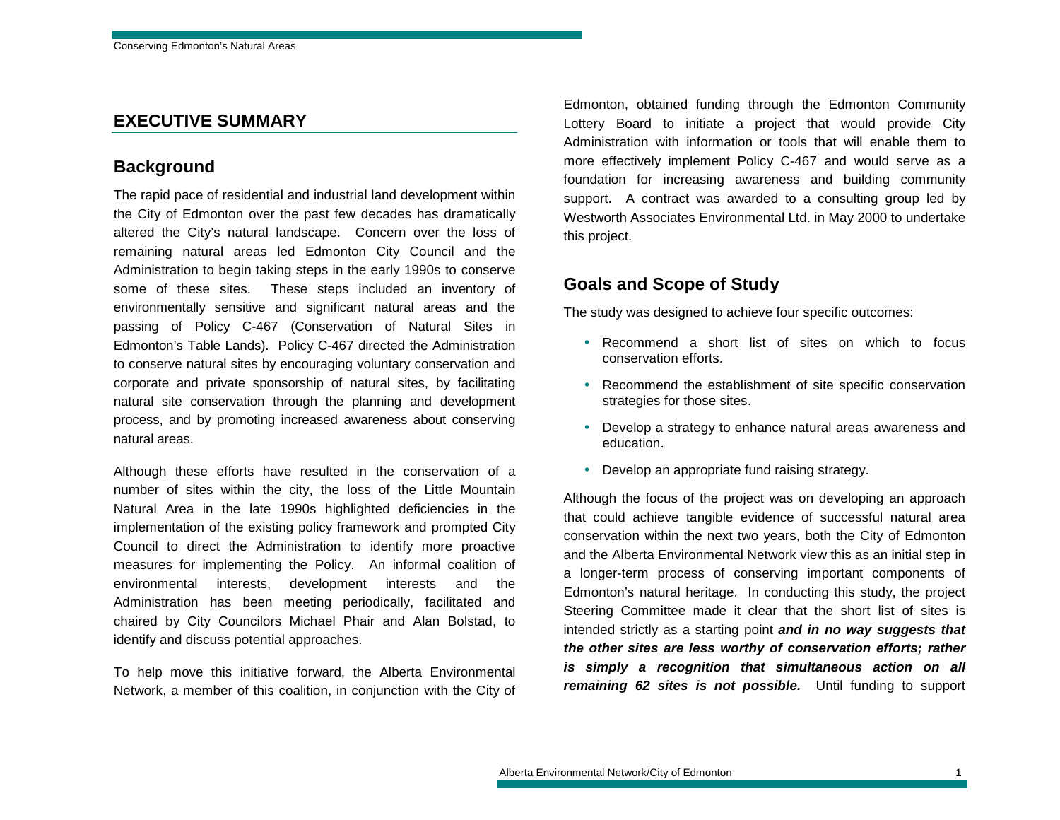## EXECUTIVE SUMMARY

### Background

The rapid pace of residential and industrial land development within the City of Edmonton over the past few decades has dramatically altered the City's natural landscape. Concern over the loss of remaining natural areas led Edmonton City Council and the Administration to begin taking steps in the early 1990s to conserve some of these sites. These steps included an inventory of environmentally sensitive and significant natural areas and the passing of Policy C-467 (Conservation of Natural Sites in Edmonton's Table Lands). Policy C-467 directed the Administration to conserve natural sites by encouraging voluntary conservation and corporate and private sponsorship of natural sites, by facilitating natural site conservation through the planning and development process, and by promoting increased awareness about conserving natural areas.

Although these efforts have resulted in the conservation of a number of sites within the city, the loss of the Little Mountain Natural Area in the late 1990s highlighted deficiencies in the implementation of the existing policy framework and prompted City Council to direct the Administration to identify more proactive measures for implementing the Policy. An informal coalition of environmental interests, development interests and the Administration has been meeting periodically, facilitated and chaired by City Councilors Michael Phair and Alan Bolstad, to identify and discuss potential approaches.

To help move this initiative forward, the Alberta Environmental Network, a member of this coalition, in conjunction with the City of Edmonton, obtained funding through the Edmonton Community Lottery Board to initiate a project that would provide City Administration with information or tools that will enable them to more effectively implement Policy C-467 and would serve as a foundation for increasing awareness and building community support. A contract was awarded to a consulting group led by Westworth Associates Environmental Ltd. in May 2000 to undertake this project.

### Goals and Scope of Study

The study was designed to achieve four specific outcomes:

- Recommend a short list of sites on which to focus conservation efforts.
- Recommend the establishment of site specific conservation strategies for those sites.
- Develop a strategy to enhance natural areas awareness and education.
- Develop an appropriate fund raising strategy.

Although the focus of the project was on developing an approach that could achieve tangible evidence of successful natural area conservation within the next two years, both the City of Edmonton and the Alberta Environmental Network view this as an initial step in a longer-term process of conserving important components of Edmonton's natural heritage. In conducting this study, the project Steering Committee made it clear that the short list of sites is intended strictly as a starting point ***and in no way suggests that the other sites are less worthy of conservation efforts; rather is simply a recognition that simultaneous action on all remaining 62 sites is not possible.*** Until funding to support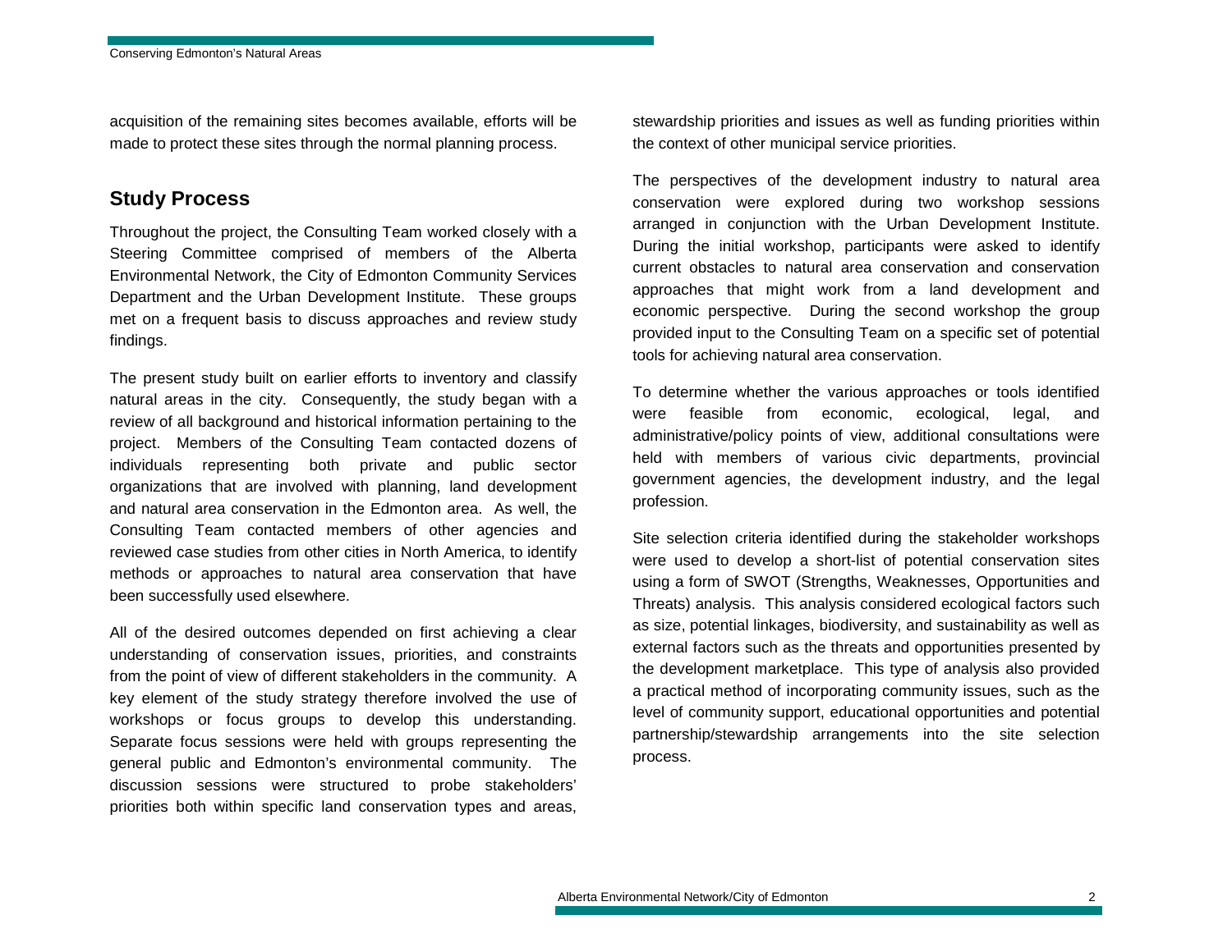acquisition of the remaining sites becomes available, efforts will be made to protect these sites through the normal planning process.

## Study Process

Throughout the project, the Consulting Team worked closely with a Steering Committee comprised of members of the Alberta Environmental Network, the City of Edmonton Community Services Department and the Urban Development Institute. These groups met on a frequent basis to discuss approaches and review study findings.

The present study built on earlier efforts to inventory and classify natural areas in the city. Consequently, the study began with a review of all background and historical information pertaining to the project. Members of the Consulting Team contacted dozens of individuals representing both private and public sector organizations that are involved with planning, land development and natural area conservation in the Edmonton area. As well, the Consulting Team contacted members of other agencies and reviewed case studies from other cities in North America, to identify methods or approaches to natural area conservation that have been successfully used elsewhere.

All of the desired outcomes depended on first achieving a clear understanding of conservation issues, priorities, and constraints from the point of view of different stakeholders in the community. A key element of the study strategy therefore involved the use of workshops or focus groups to develop this understanding. Separate focus sessions were held with groups representing the general public and Edmonton's environmental community. The discussion sessions were structured to probe stakeholders' priorities both within specific land conservation types and areas, stewardship priorities and issues as well as funding priorities within the context of other municipal service priorities.

The perspectives of the development industry to natural area conservation were explored during two workshop sessions arranged in conjunction with the Urban Development Institute. During the initial workshop, participants were asked to identify current obstacles to natural area conservation and conservation approaches that might work from a land development and economic perspective. During the second workshop the group provided input to the Consulting Team on a specific set of potential tools for achieving natural area conservation.

To determine whether the various approaches or tools identified were feasible from economic, ecological, legal, and administrative/policy points of view, additional consultations were held with members of various civic departments, provincial government agencies, the development industry, and the legal profession.

Site selection criteria identified during the stakeholder workshops were used to develop a short-list of potential conservation sites using a form of SWOT (Strengths, Weaknesses, Opportunities and Threats) analysis. This analysis considered ecological factors such as size, potential linkages, biodiversity, and sustainability as well as external factors such as the threats and opportunities presented by the development marketplace. This type of analysis also provided a practical method of incorporating community issues, such as the level of community support, educational opportunities and potential partnership/stewardship arrangements into the site selection process.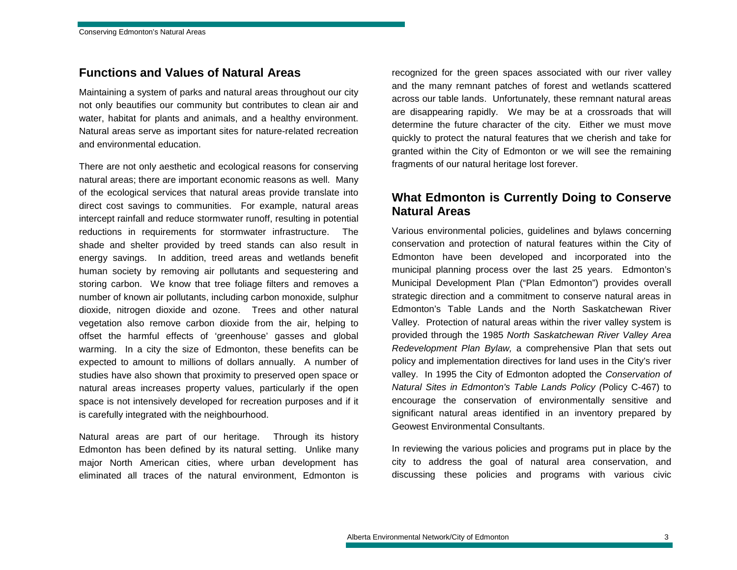## Functions and Values of Natural Areas

Maintaining a system of parks and natural areas throughout our city not only beautifies our community but contributes to clean air and water, habitat for plants and animals, and a healthy environment. Natural areas serve as important sites for nature-related recreation and environmental education.

There are not only aesthetic and ecological reasons for conserving natural areas; there are important economic reasons as well. Many of the ecological services that natural areas provide translate into direct cost savings to communities. For example, natural areas intercept rainfall and reduce stormwater runoff, resulting in potential reductions in requirements for stormwater infrastructure. The shade and shelter provided by treed stands can also result in energy savings. In addition, treed areas and wetlands benefit human society by removing air pollutants and sequestering and storing carbon. We know that tree foliage filters and removes a number of known air pollutants, including carbon monoxide, sulphur dioxide, nitrogen dioxide and ozone. Trees and other natural vegetation also remove carbon dioxide from the air, helping to offset the harmful effects of 'greenhouse' gasses and global warming. In a city the size of Edmonton, these benefits can be expected to amount to millions of dollars annually. A number of studies have also shown that proximity to preserved open space or natural areas increases property values, particularly if the open space is not intensively developed for recreation purposes and if it is carefully integrated with the neighbourhood.

Natural areas are part of our heritage. Through its history Edmonton has been defined by its natural setting. Unlike many major North American cities, where urban development has eliminated all traces of the natural environment, Edmonton is recognized for the green spaces associated with our river valley and the many remnant patches of forest and wetlands scattered across our table lands. Unfortunately, these remnant natural areas are disappearing rapidly. We may be at a crossroads that will determine the future character of the city. Either we must move quickly to protect the natural features that we cherish and take for granted within the City of Edmonton or we will see the remaining fragments of our natural heritage lost forever.

## What Edmonton is Currently Doing to Conserve Natural Areas

Various environmental policies, guidelines and bylaws concerning conservation and protection of natural features within the City of Edmonton have been developed and incorporated into the municipal planning process over the last 25 years. Edmonton's Municipal Development Plan ("Plan Edmonton") provides overall strategic direction and a commitment to conserve natural areas in Edmonton's Table Lands and the North Saskatchewan River Valley. Protection of natural areas within the river valley system is provided through the 1985 *North Saskatchewan River Valley Area Redevelopment Plan Bylaw,* a comprehensive Plan that sets out policy and implementation directives for land uses in the City's river valley. In 1995 the City of Edmonton adopted the *Conservation of Natural Sites in Edmonton's Table Lands Policy (*Policy C-467) to encourage the conservation of environmentally sensitive and significant natural areas identified in an inventory prepared by Geowest Environmental Consultants.

In reviewing the various policies and programs put in place by the city to address the goal of natural area conservation, and discussing these policies and programs with various civic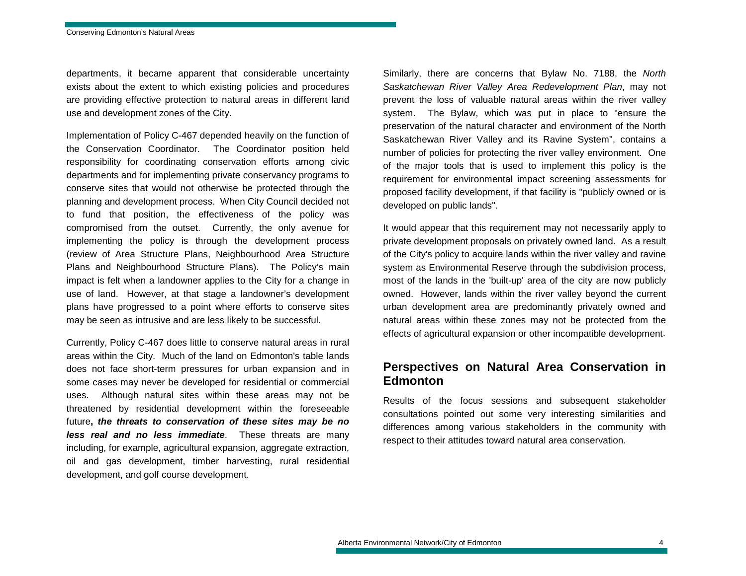departments, it became apparent that considerable uncertainty exists about the extent to which existing policies and procedures are providing effective protection to natural areas in different land use and development zones of the City.

Implementation of Policy C-467 depended heavily on the function of the Conservation Coordinator. The Coordinator position held responsibility for coordinating conservation efforts among civic departments and for implementing private conservancy programs to conserve sites that would not otherwise be protected through the planning and development process. When City Council decided not to fund that position, the effectiveness of the policy was compromised from the outset. Currently, the only avenue for implementing the policy is through the development process (review of Area Structure Plans, Neighbourhood Area Structure Plans and Neighbourhood Structure Plans). The Policy's main impact is felt when a landowner applies to the City for a change in use of land. However, at that stage a landowner's development plans have progressed to a point where efforts to conserve sites may be seen as intrusive and are less likely to be successful.

Currently, Policy C-467 does little to conserve natural areas in rural areas within the City. Much of the land on Edmonton's table lands does not face short-term pressures for urban expansion and in some cases may never be developed for residential or commercial uses. Although natural sites within these areas may not be threatened by residential development within the foreseeable future**, *the threats to conservation of these sites may be no less real and no less immediate***. These threats are many including, for example, agricultural expansion, aggregate extraction, oil and gas development, timber harvesting, rural residential development, and golf course development.

Similarly, there are concerns that Bylaw No. 7188, the *North Saskatchewan River Valley Area Redevelopment Plan*, may not prevent the loss of valuable natural areas within the river valley system. The Bylaw, which was put in place to "ensure the preservation of the natural character and environment of the North Saskatchewan River Valley and its Ravine System", contains a number of policies for protecting the river valley environment. One of the major tools that is used to implement this policy is the requirement for environmental impact screening assessments for proposed facility development, if that facility is "publicly owned or is developed on public lands".

It would appear that this requirement may not necessarily apply to private development proposals on privately owned land. As a result of the City's policy to acquire lands within the river valley and ravine system as Environmental Reserve through the subdivision process, most of the lands in the 'built-up' area of the city are now publicly owned. However, lands within the river valley beyond the current urban development area are predominantly privately owned and natural areas within these zones may not be protected from the effects of agricultural expansion or other incompatible development.

## Perspectives on Natural Area Conservation in Edmonton

Results of the focus sessions and subsequent stakeholder consultations pointed out some very interesting similarities and differences among various stakeholders in the community with respect to their attitudes toward natural area conservation.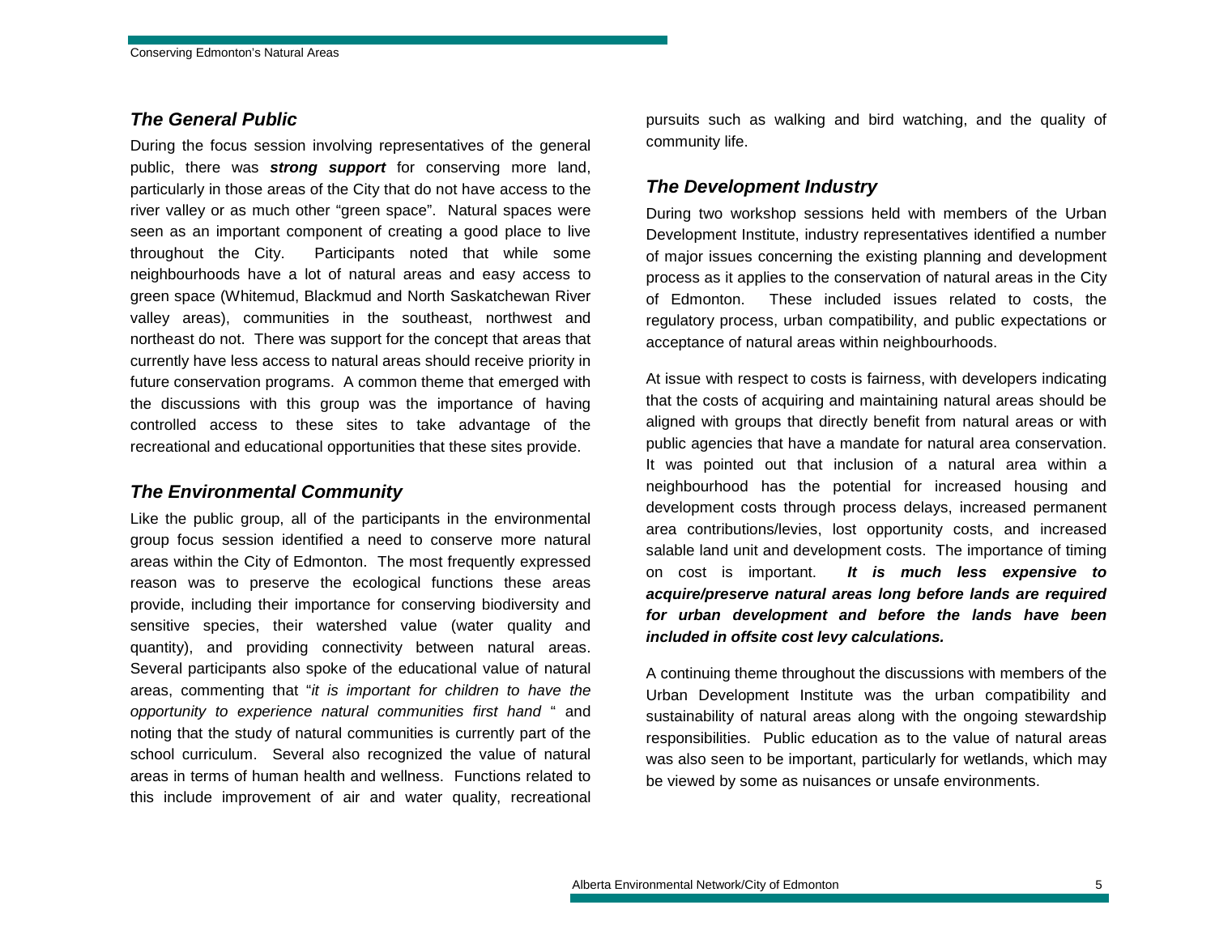### *The General Public*

During the focus session involving representatives of the general public, there was ***strong support*** for conserving more land, particularly in those areas of the City that do not have access to the river valley or as much other "green space". Natural spaces were seen as an important component of creating a good place to live throughout the City. Participants noted that while some neighbourhoods have a lot of natural areas and easy access to green space (Whitemud, Blackmud and North Saskatchewan River valley areas), communities in the southeast, northwest and northeast do not. There was support for the concept that areas that currently have less access to natural areas should receive priority in future conservation programs. A common theme that emerged with the discussions with this group was the importance of having controlled access to these sites to take advantage of the recreational and educational opportunities that these sites provide.

### *The Environmental Community*

Like the public group, all of the participants in the environmental group focus session identified a need to conserve more natural areas within the City of Edmonton. The most frequently expressed reason was to preserve the ecological functions these areas provide, including their importance for conserving biodiversity and sensitive species, their watershed value (water quality and quantity), and providing connectivity between natural areas. Several participants also spoke of the educational value of natural areas, commenting that "*it is important for children to have the opportunity to experience natural communities first hand* " and noting that the study of natural communities is currently part of the school curriculum. Several also recognized the value of natural areas in terms of human health and wellness. Functions related to this include improvement of air and water quality, recreational pursuits such as walking and bird watching, and the quality of community life.

### *The Development Industry*

During two workshop sessions held with members of the Urban Development Institute, industry representatives identified a number of major issues concerning the existing planning and development process as it applies to the conservation of natural areas in the City of Edmonton. These included issues related to costs, the regulatory process, urban compatibility, and public expectations or acceptance of natural areas within neighbourhoods.

At issue with respect to costs is fairness, with developers indicating that the costs of acquiring and maintaining natural areas should be aligned with groups that directly benefit from natural areas or with public agencies that have a mandate for natural area conservation. It was pointed out that inclusion of a natural area within a neighbourhood has the potential for increased housing and development costs through process delays, increased permanent area contributions/levies, lost opportunity costs, and increased salable land unit and development costs. The importance of timing on cost is important. ***It is much less expensive to acquire/preserve natural areas long before lands are required for urban development and before the lands have been included in offsite cost levy calculations.***

A continuing theme throughout the discussions with members of the Urban Development Institute was the urban compatibility and sustainability of natural areas along with the ongoing stewardship responsibilities. Public education as to the value of natural areas was also seen to be important, particularly for wetlands, which may be viewed by some as nuisances or unsafe environments.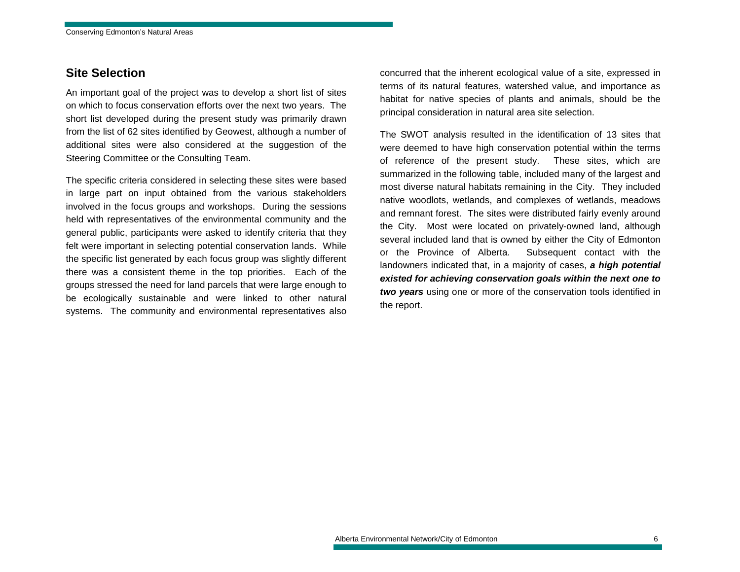## Site Selection

An important goal of the project was to develop a short list of sites on which to focus conservation efforts over the next two years. The short list developed during the present study was primarily drawn from the list of 62 sites identified by Geowest, although a number of additional sites were also considered at the suggestion of the Steering Committee or the Consulting Team.

The specific criteria considered in selecting these sites were based in large part on input obtained from the various stakeholders involved in the focus groups and workshops. During the sessions held with representatives of the environmental community and the general public, participants were asked to identify criteria that they felt were important in selecting potential conservation lands. While the specific list generated by each focus group was slightly different there was a consistent theme in the top priorities. Each of the groups stressed the need for land parcels that were large enough to be ecologically sustainable and were linked to other natural systems. The community and environmental representatives also concurred that the inherent ecological value of a site, expressed in terms of its natural features, watershed value, and importance as habitat for native species of plants and animals, should be the principal consideration in natural area site selection.

The SWOT analysis resulted in the identification of 13 sites that were deemed to have high conservation potential within the terms of reference of the present study. These sites, which are summarized in the following table, included many of the largest and most diverse natural habitats remaining in the City. They included native woodlots, wetlands, and complexes of wetlands, meadows and remnant forest. The sites were distributed fairly evenly around the City. Most were located on privately-owned land, although several included land that is owned by either the City of Edmonton or the Province of Alberta. Subsequent contact with the landowners indicated that, in a majority of cases, ***a high potential existed for achieving conservation goals within the next one to two years*** using one or more of the conservation tools identified in the report.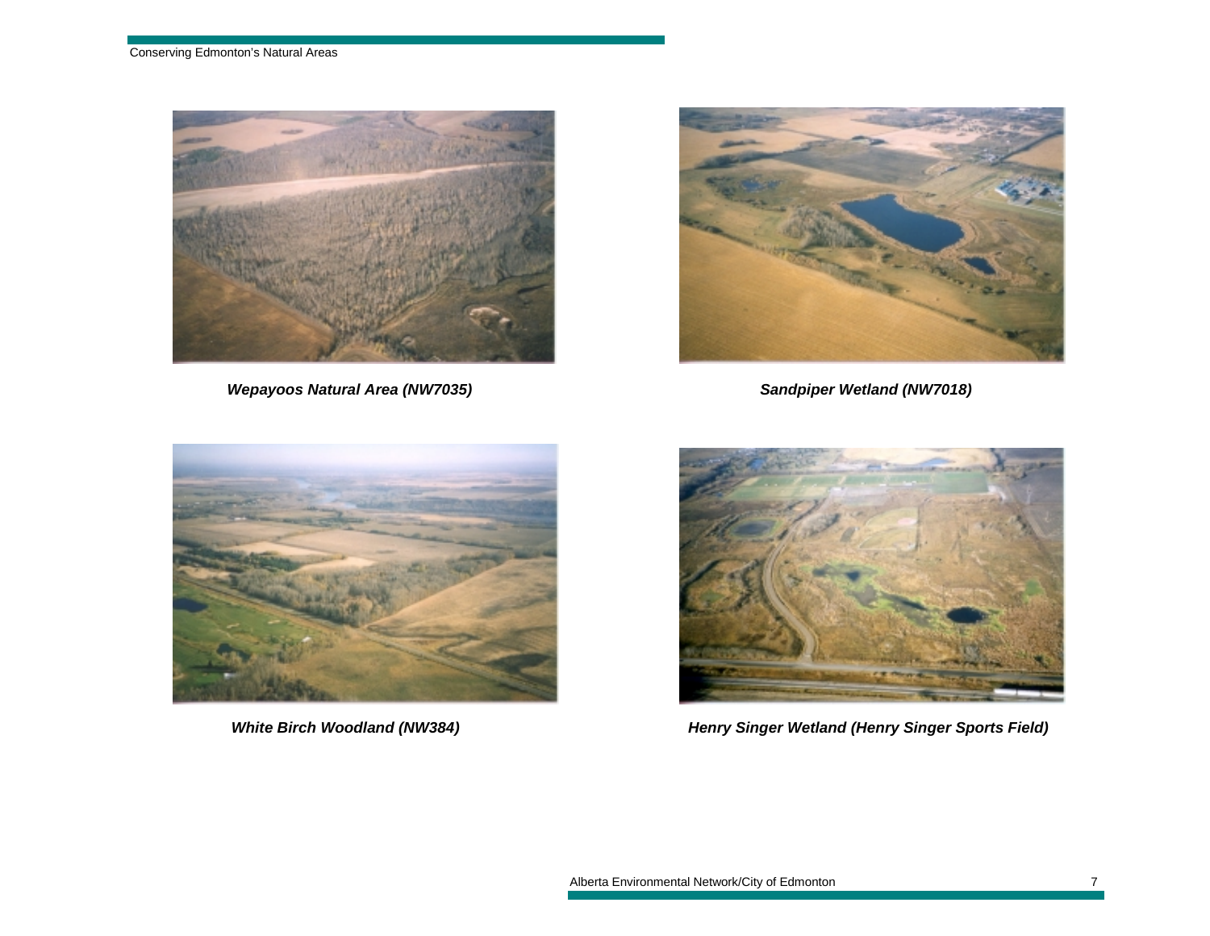*Wepayoos Natural Area (NW7035)*

*Sandpiper Wetland (NW7018)*

*White Birch Woodland (NW384)*

*Henry Singer Wetland (Henry Singer Sports Field)*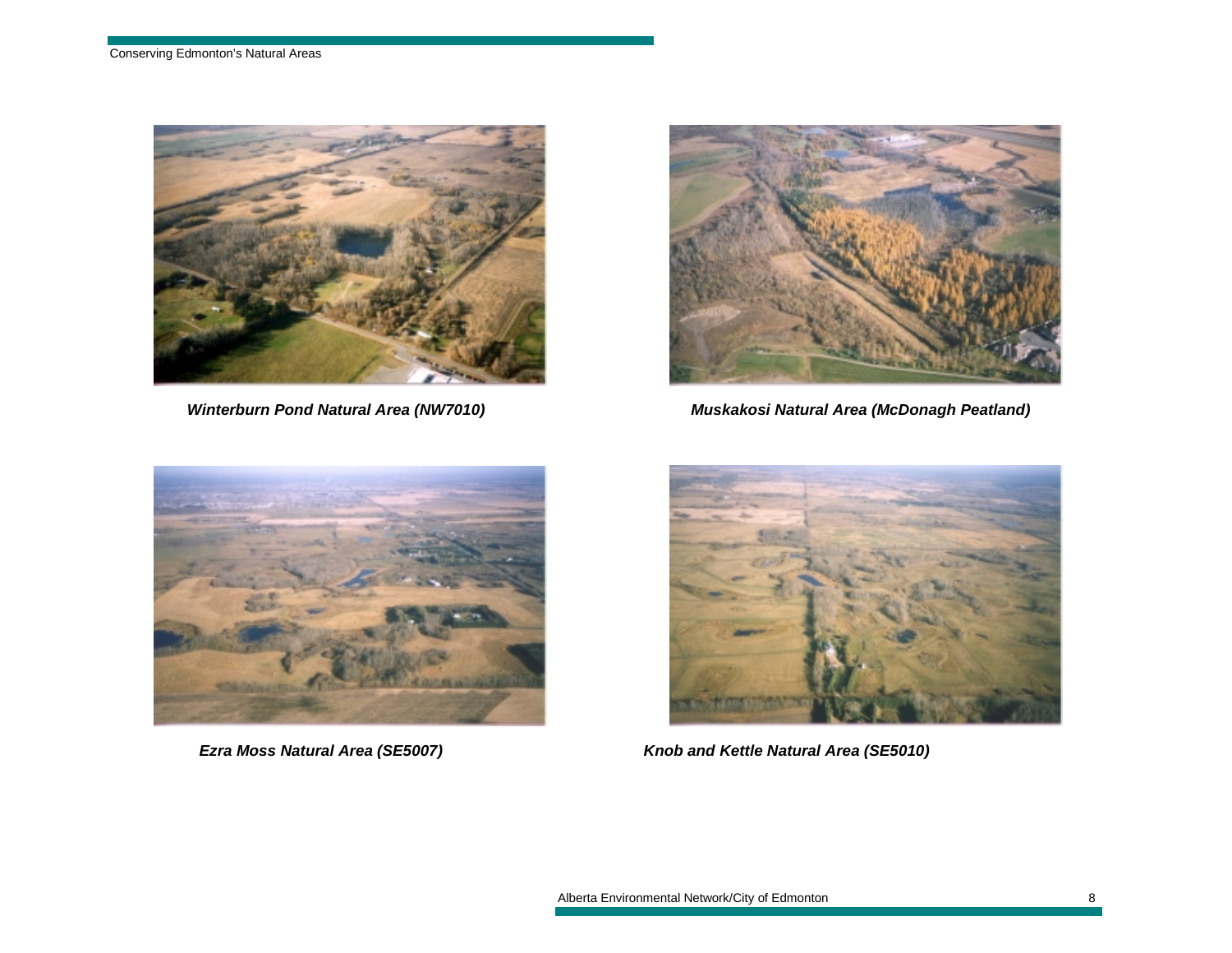*Winterburn Pond Natural Area (NW7010)*

*Muskakosi Natural Area (McDonagh Peatland)*

*Ezra Moss Natural Area (SE5007)*

*Knob and Kettle Natural Area (SE5010)*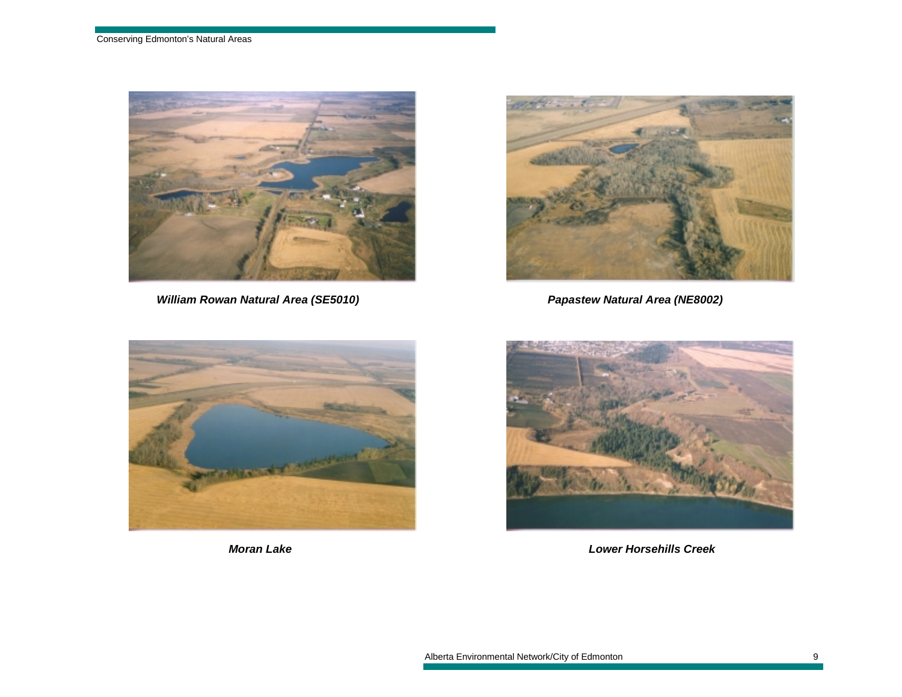*William Rowan Natural Area (SE5010)*

*Papastew Natural Area (NE8002)*

*Moran Lake*

*Lower Horsehills Creek*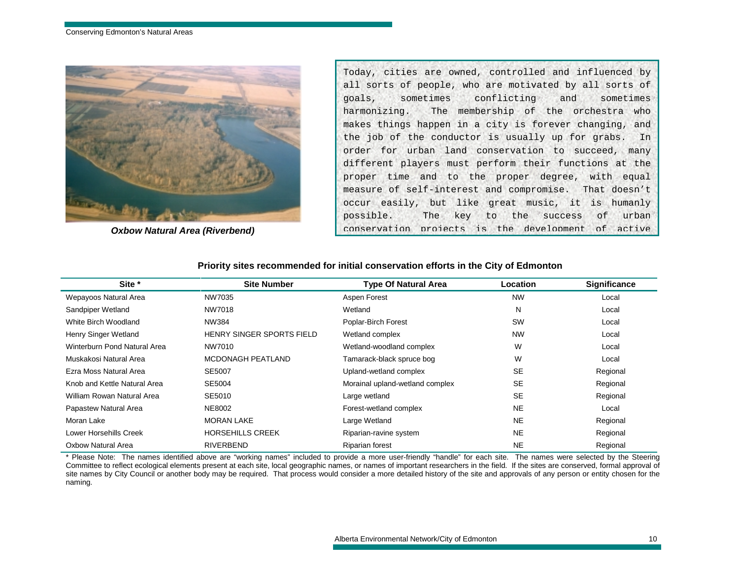*Oxbow Natural Area (Riverbend)*

Today, cities are owned, controlled and influenced by all sorts of people, who are motivated by all sorts of goals, sometimes conflicting and sometimes harmonizing. The membership of the orchestra who makes things happen in a city is forever changing, and the job of the conductor is usually up for grabs. In order for urban land conservation to succeed, many different players must perform their functions at the proper time and to the proper degree, with equal measure of self-interest and compromise. That doesn't occur easily, but like great music, it is humanly possible. The key to the success of urban conservation projects is the development of active

**Priority sites recommended for initial conservation efforts in the City of Edmonton**

| Site * | Site Number | Type Of Natural Area | Location | Significance |
|---|---|---|---|---|
| Wepayoos Natural Area | NW7035 | Aspen Forest | NW | Local |
| Sandpiper Wetland | NW7018 | Wetland | N | Local |
| White Birch Woodland | NW384 | Poplar-Birch Forest | SW | Local |
| Henry Singer Wetland | HENRY SINGER SPORTS FIELD | Wetland complex | NW | Local |
| Winterburn Pond Natural Area | NW7010 | Wetland-woodland complex | W | Local |
| Muskakosi Natural Area | MCDONAGH PEATLAND | Tamarack-black spruce bog | W | Local |
| Ezra Moss Natural Area | SE5007 | Upland-wetland complex | SE | Regional |
| Knob and Kettle Natural Area | SE5004 | Morainal upland-wetland complex | SE | Regional |
| William Rowan Natural Area | SE5010 | Large wetland | SE | Regional |
| Papastew Natural Area | NE8002 | Forest-wetland complex | NE | Local |
| Moran Lake | MORAN LAKE | Large Wetland | NE | Regional |
| Lower Horsehills Creek | HORSEHILLS CREEK | Riparian-ravine system | NE | Regional |
| Oxbow Natural Area | RIVERBEND | Riparian forest | NE | Regional |

* Please Note: The names identified above are "working names" included to provide a more user-friendly "handle" for each site. The names were selected by the Steering Committee to reflect ecological elements present at each site, local geographic names, or names of important researchers in the field. If the sites are conserved, formal approval of site names by City Council or another body may be required. That process would consider a more detailed history of the site and approvals of any person or entity chosen for the naming.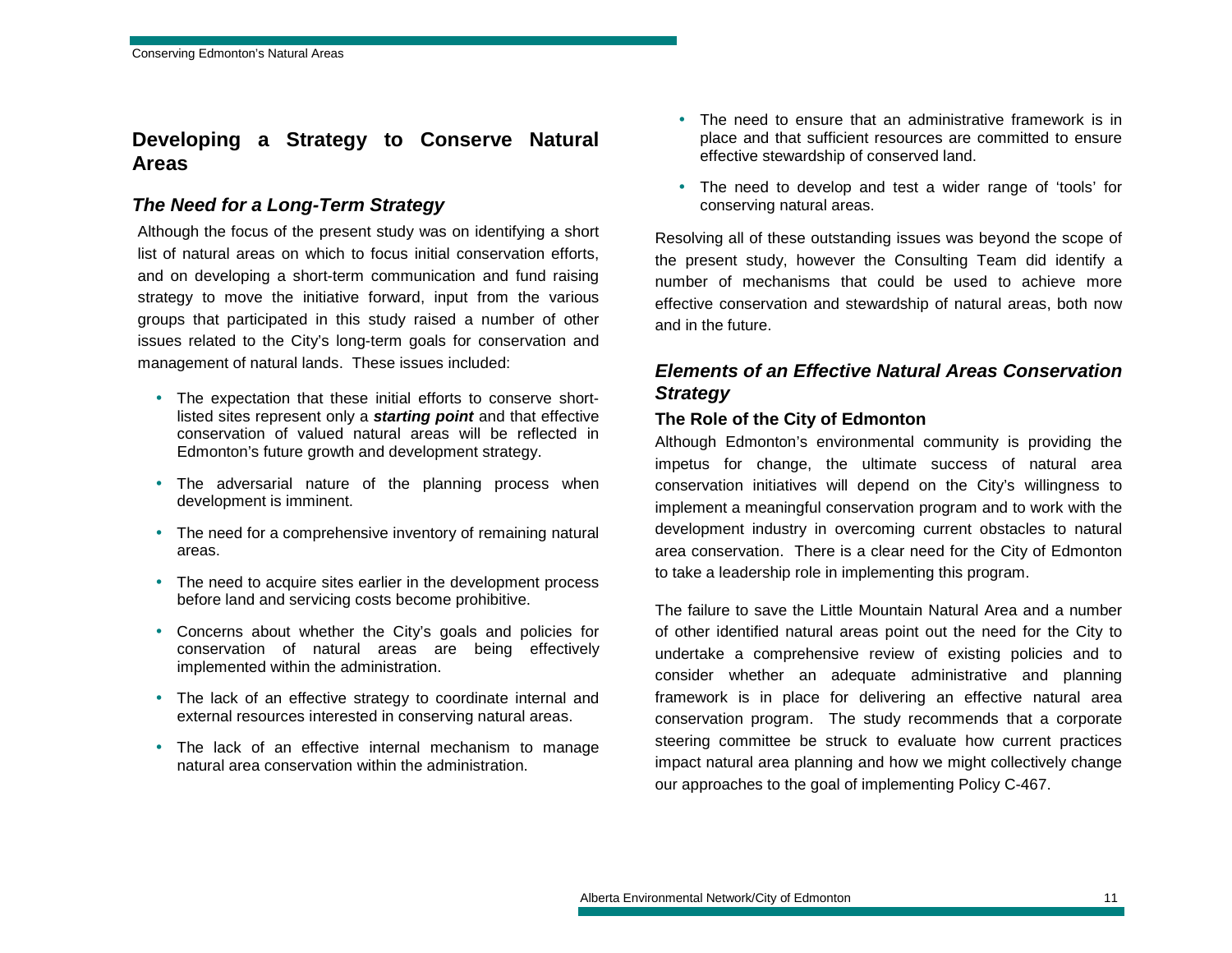## Developing a Strategy to Conserve Natural Areas

### *The Need for a Long-Term Strategy*

Although the focus of the present study was on identifying a short list of natural areas on which to focus initial conservation efforts, and on developing a short-term communication and fund raising strategy to move the initiative forward, input from the various groups that participated in this study raised a number of other issues related to the City's long-term goals for conservation and management of natural lands. These issues included:

- The expectation that these initial efforts to conserve short-listed sites represent only a ***starting point*** and that effective conservation of valued natural areas will be reflected in Edmonton's future growth and development strategy.
- The adversarial nature of the planning process when development is imminent.
- The need for a comprehensive inventory of remaining natural areas.
- The need to acquire sites earlier in the development process before land and servicing costs become prohibitive.
- Concerns about whether the City's goals and policies for conservation of natural areas are being effectively implemented within the administration.
- The lack of an effective strategy to coordinate internal and external resources interested in conserving natural areas.
- The lack of an effective internal mechanism to manage natural area conservation within the administration.
- The need to ensure that an administrative framework is in place and that sufficient resources are committed to ensure effective stewardship of conserved land.
- The need to develop and test a wider range of 'tools' for conserving natural areas.

Resolving all of these outstanding issues was beyond the scope of the present study, however the Consulting Team did identify a number of mechanisms that could be used to achieve more effective conservation and stewardship of natural areas, both now and in the future.

### *Elements of an Effective Natural Areas Conservation Strategy*

#### The Role of the City of Edmonton

Although Edmonton's environmental community is providing the impetus for change, the ultimate success of natural area conservation initiatives will depend on the City's willingness to implement a meaningful conservation program and to work with the development industry in overcoming current obstacles to natural area conservation. There is a clear need for the City of Edmonton to take a leadership role in implementing this program.

The failure to save the Little Mountain Natural Area and a number of other identified natural areas point out the need for the City to undertake a comprehensive review of existing policies and to consider whether an adequate administrative and planning framework is in place for delivering an effective natural area conservation program. The study recommends that a corporate steering committee be struck to evaluate how current practices impact natural area planning and how we might collectively change our approaches to the goal of implementing Policy C-467.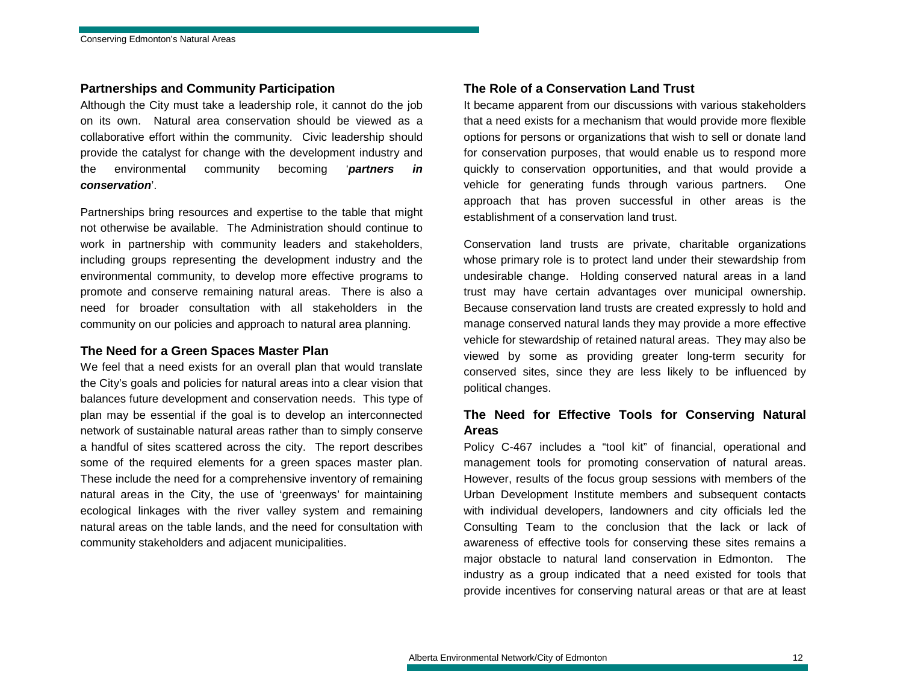### Partnerships and Community Participation

Although the City must take a leadership role, it cannot do the job on its own. Natural area conservation should be viewed as a collaborative effort within the community. Civic leadership should provide the catalyst for change with the development industry and the environmental community becoming '***partners in conservation***'.

Partnerships bring resources and expertise to the table that might not otherwise be available. The Administration should continue to work in partnership with community leaders and stakeholders, including groups representing the development industry and the environmental community, to develop more effective programs to promote and conserve remaining natural areas. There is also a need for broader consultation with all stakeholders in the community on our policies and approach to natural area planning.

### The Need for a Green Spaces Master Plan

We feel that a need exists for an overall plan that would translate the City's goals and policies for natural areas into a clear vision that balances future development and conservation needs. This type of plan may be essential if the goal is to develop an interconnected network of sustainable natural areas rather than to simply conserve a handful of sites scattered across the city. The report describes some of the required elements for a green spaces master plan. These include the need for a comprehensive inventory of remaining natural areas in the City, the use of 'greenways' for maintaining ecological linkages with the river valley system and remaining natural areas on the table lands, and the need for consultation with community stakeholders and adjacent municipalities.

### The Role of a Conservation Land Trust

It became apparent from our discussions with various stakeholders that a need exists for a mechanism that would provide more flexible options for persons or organizations that wish to sell or donate land for conservation purposes, that would enable us to respond more quickly to conservation opportunities, and that would provide a vehicle for generating funds through various partners. One approach that has proven successful in other areas is the establishment of a conservation land trust.

Conservation land trusts are private, charitable organizations whose primary role is to protect land under their stewardship from undesirable change. Holding conserved natural areas in a land trust may have certain advantages over municipal ownership. Because conservation land trusts are created expressly to hold and manage conserved natural lands they may provide a more effective vehicle for stewardship of retained natural areas. They may also be viewed by some as providing greater long-term security for conserved sites, since they are less likely to be influenced by political changes.

### The Need for Effective Tools for Conserving Natural Areas

Policy C-467 includes a "tool kit" of financial, operational and management tools for promoting conservation of natural areas. However, results of the focus group sessions with members of the Urban Development Institute members and subsequent contacts with individual developers, landowners and city officials led the Consulting Team to the conclusion that the lack or lack of awareness of effective tools for conserving these sites remains a major obstacle to natural land conservation in Edmonton. The industry as a group indicated that a need existed for tools that provide incentives for conserving natural areas or that are at least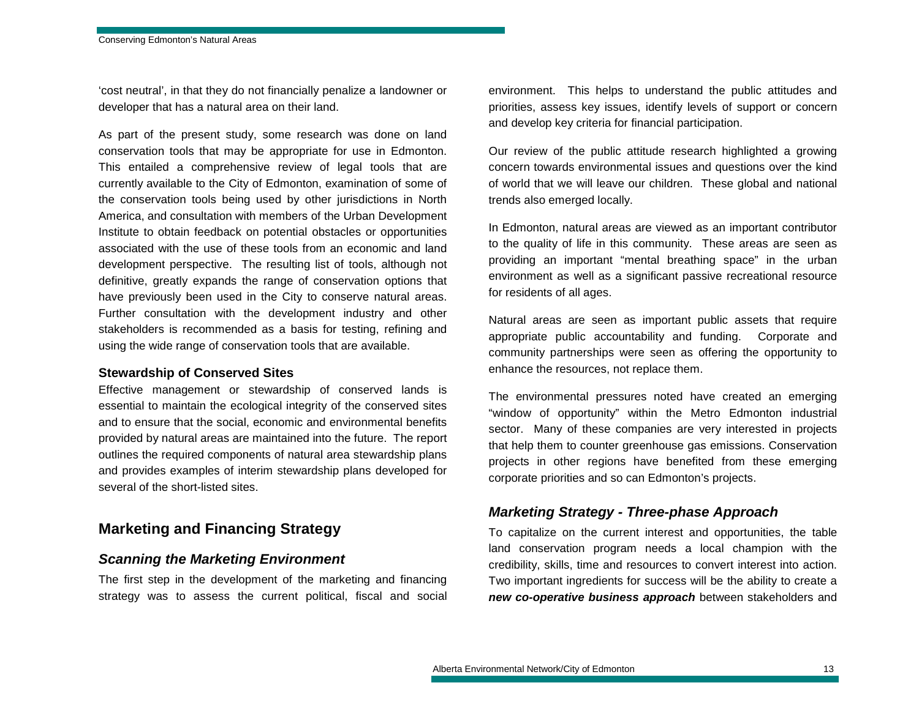'cost neutral', in that they do not financially penalize a landowner or developer that has a natural area on their land.

As part of the present study, some research was done on land conservation tools that may be appropriate for use in Edmonton. This entailed a comprehensive review of legal tools that are currently available to the City of Edmonton, examination of some of the conservation tools being used by other jurisdictions in North America, and consultation with members of the Urban Development Institute to obtain feedback on potential obstacles or opportunities associated with the use of these tools from an economic and land development perspective. The resulting list of tools, although not definitive, greatly expands the range of conservation options that have previously been used in the City to conserve natural areas. Further consultation with the development industry and other stakeholders is recommended as a basis for testing, refining and using the wide range of conservation tools that are available.

**Stewardship of Conserved Sites**

Effective management or stewardship of conserved lands is essential to maintain the ecological integrity of the conserved sites and to ensure that the social, economic and environmental benefits provided by natural areas are maintained into the future. The report outlines the required components of natural area stewardship plans and provides examples of interim stewardship plans developed for several of the short-listed sites.

## Marketing and Financing Strategy

### *Scanning the Marketing Environment*

The first step in the development of the marketing and financing strategy was to assess the current political, fiscal and social environment. This helps to understand the public attitudes and priorities, assess key issues, identify levels of support or concern and develop key criteria for financial participation.

Our review of the public attitude research highlighted a growing concern towards environmental issues and questions over the kind of world that we will leave our children. These global and national trends also emerged locally.

In Edmonton, natural areas are viewed as an important contributor to the quality of life in this community. These areas are seen as providing an important "mental breathing space" in the urban environment as well as a significant passive recreational resource for residents of all ages.

Natural areas are seen as important public assets that require appropriate public accountability and funding. Corporate and community partnerships were seen as offering the opportunity to enhance the resources, not replace them.

The environmental pressures noted have created an emerging "window of opportunity" within the Metro Edmonton industrial sector. Many of these companies are very interested in projects that help them to counter greenhouse gas emissions. Conservation projects in other regions have benefited from these emerging corporate priorities and so can Edmonton's projects.

### *Marketing Strategy - Three-phase Approach*

To capitalize on the current interest and opportunities, the table land conservation program needs a local champion with the credibility, skills, time and resources to convert interest into action. Two important ingredients for success will be the ability to create a ***new co-operative business approach*** between stakeholders and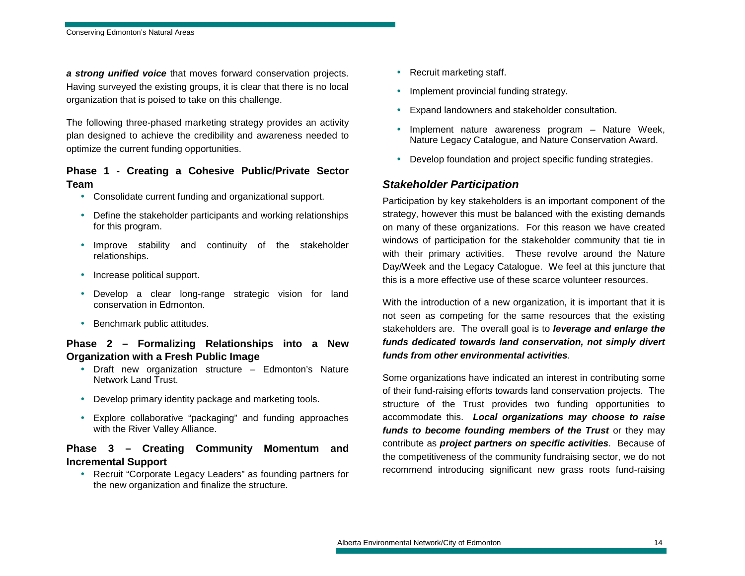***a strong unified voice*** that moves forward conservation projects. Having surveyed the existing groups, it is clear that there is no local organization that is poised to take on this challenge.

The following three-phased marketing strategy provides an activity plan designed to achieve the credibility and awareness needed to optimize the current funding opportunities.

**Phase 1 - Creating a Cohesive Public/Private Sector Team**

- Consolidate current funding and organizational support.
- Define the stakeholder participants and working relationships for this program.
- Improve stability and continuity of the stakeholder relationships.
- Increase political support.
- Develop a clear long-range strategic vision for land conservation in Edmonton.
- Benchmark public attitudes.

**Phase 2 – Formalizing Relationships into a New Organization with a Fresh Public Image**

- Draft new organization structure – Edmonton's Nature Network Land Trust.
- Develop primary identity package and marketing tools.
- Explore collaborative "packaging" and funding approaches with the River Valley Alliance.

**Phase 3 – Creating Community Momentum and Incremental Support**

- Recruit "Corporate Legacy Leaders" as founding partners for the new organization and finalize the structure.
- Recruit marketing staff.
- Implement provincial funding strategy.
- Expand landowners and stakeholder consultation.
- Implement nature awareness program – Nature Week, Nature Legacy Catalogue, and Nature Conservation Award.
- Develop foundation and project specific funding strategies.

### *Stakeholder Participation*

Participation by key stakeholders is an important component of the strategy, however this must be balanced with the existing demands on many of these organizations. For this reason we have created windows of participation for the stakeholder community that tie in with their primary activities. These revolve around the Nature Day/Week and the Legacy Catalogue. We feel at this juncture that this is a more effective use of these scarce volunteer resources.

With the introduction of a new organization, it is important that it is not seen as competing for the same resources that the existing stakeholders are. The overall goal is to ***leverage and enlarge the funds dedicated towards land conservation, not simply divert funds from other environmental activities***.

Some organizations have indicated an interest in contributing some of their fund-raising efforts towards land conservation projects. The structure of the Trust provides two funding opportunities to accommodate this. ***Local organizations may choose to raise funds to become founding members of the Trust*** or they may contribute as ***project partners on specific activities***. Because of the competitiveness of the community fundraising sector, we do not recommend introducing significant new grass roots fund-raising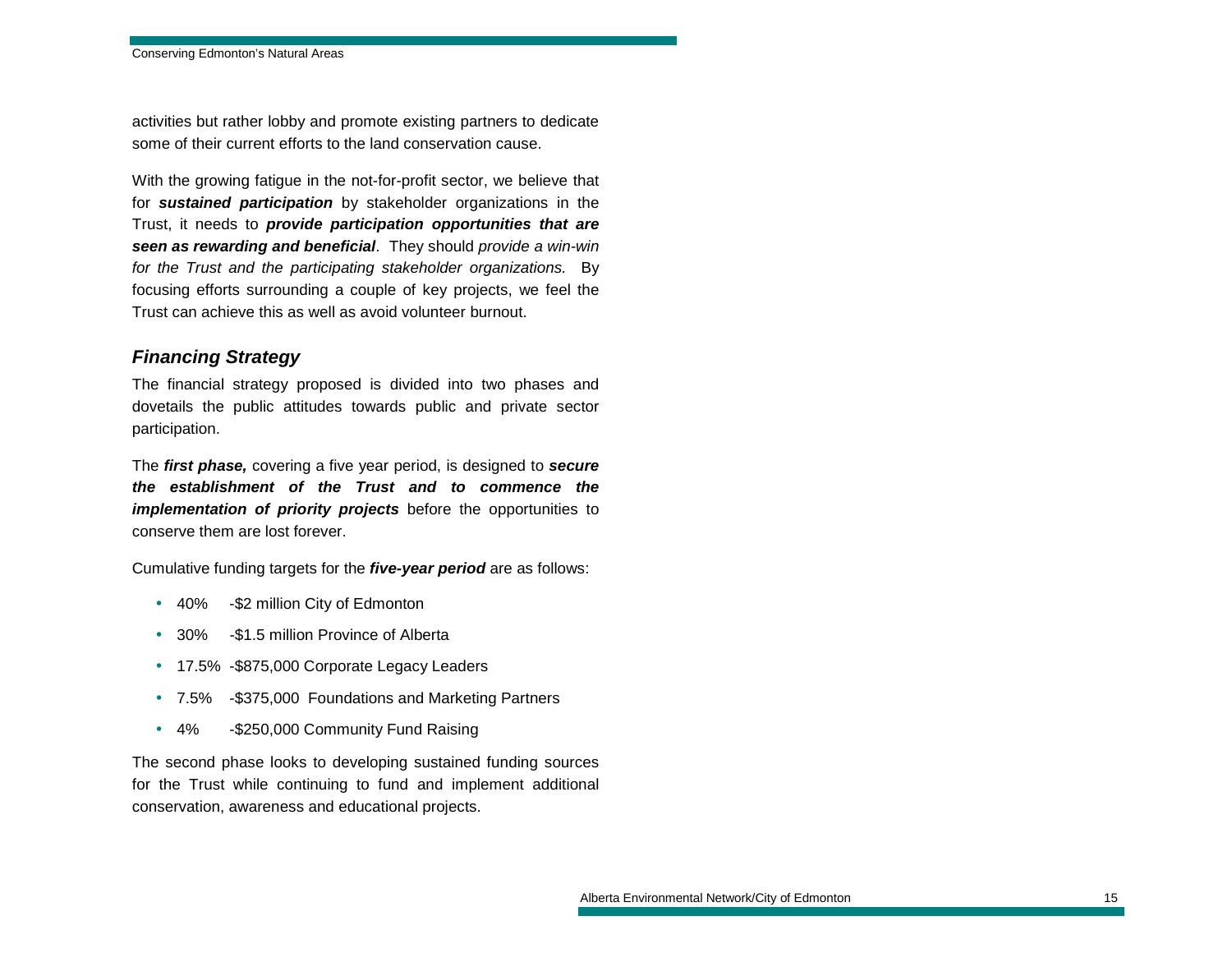activities but rather lobby and promote existing partners to dedicate some of their current efforts to the land conservation cause.

With the growing fatigue in the not-for-profit sector, we believe that for ***sustained participation*** by stakeholder organizations in the Trust, it needs to ***provide participation opportunities that are seen as rewarding and beneficial***. They should *provide a win-win for the Trust and the participating stakeholder organizations.* By focusing efforts surrounding a couple of key projects, we feel the Trust can achieve this as well as avoid volunteer burnout.

## *Financing Strategy*

The financial strategy proposed is divided into two phases and dovetails the public attitudes towards public and private sector participation.

The ***first phase,*** covering a five year period, is designed to ***secure the establishment of the Trust and to commence the implementation of priority projects*** before the opportunities to conserve them are lost forever.

Cumulative funding targets for the ***five-year period*** are as follows:

- 40% -$2 million City of Edmonton
- 30% -$1.5 million Province of Alberta
- 17.5% -$875,000 Corporate Legacy Leaders
- 7.5% -$375,000 Foundations and Marketing Partners
- 4% -$250,000 Community Fund Raising

The second phase looks to developing sustained funding sources for the Trust while continuing to fund and implement additional conservation, awareness and educational projects.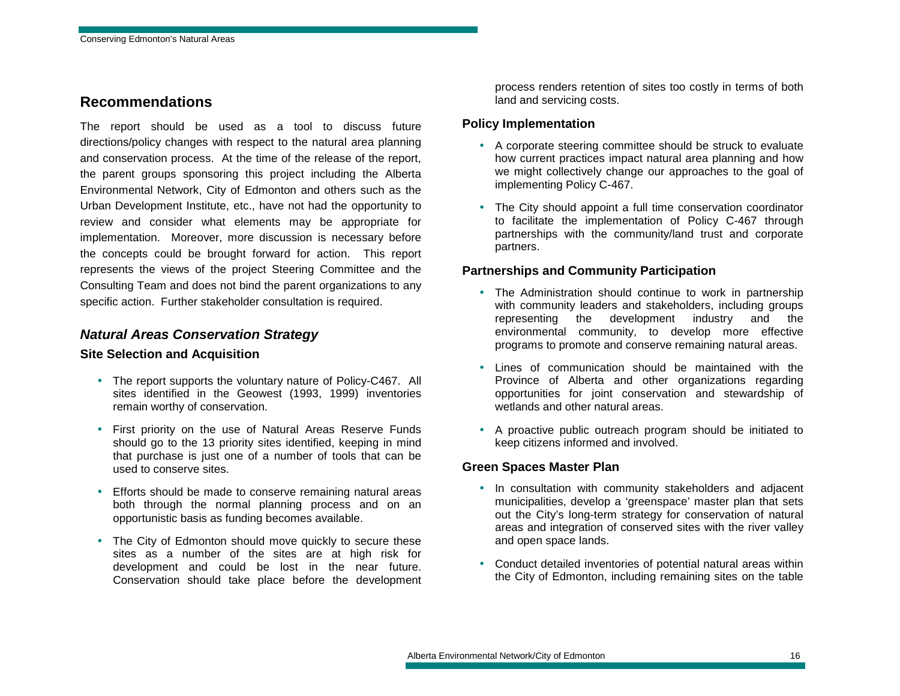## Recommendations

The report should be used as a tool to discuss future directions/policy changes with respect to the natural area planning and conservation process. At the time of the release of the report, the parent groups sponsoring this project including the Alberta Environmental Network, City of Edmonton and others such as the Urban Development Institute, etc., have not had the opportunity to review and consider what elements may be appropriate for implementation. Moreover, more discussion is necessary before the concepts could be brought forward for action. This report represents the views of the project Steering Committee and the Consulting Team and does not bind the parent organizations to any specific action. Further stakeholder consultation is required.

### *Natural Areas Conservation Strategy*

#### Site Selection and Acquisition

- The report supports the voluntary nature of Policy-C467. All sites identified in the Geowest (1993, 1999) inventories remain worthy of conservation.
- First priority on the use of Natural Areas Reserve Funds should go to the 13 priority sites identified, keeping in mind that purchase is just one of a number of tools that can be used to conserve sites.
- Efforts should be made to conserve remaining natural areas both through the normal planning process and on an opportunistic basis as funding becomes available.
- The City of Edmonton should move quickly to secure these sites as a number of the sites are at high risk for development and could be lost in the near future. Conservation should take place before the development process renders retention of sites too costly in terms of both land and servicing costs.

#### Policy Implementation

- A corporate steering committee should be struck to evaluate how current practices impact natural area planning and how we might collectively change our approaches to the goal of implementing Policy C-467.
- The City should appoint a full time conservation coordinator to facilitate the implementation of Policy C-467 through partnerships with the community/land trust and corporate partners.

#### Partnerships and Community Participation

- The Administration should continue to work in partnership with community leaders and stakeholders, including groups representing the development industry and the environmental community, to develop more effective programs to promote and conserve remaining natural areas.
- Lines of communication should be maintained with the Province of Alberta and other organizations regarding opportunities for joint conservation and stewardship of wetlands and other natural areas.
- A proactive public outreach program should be initiated to keep citizens informed and involved.

#### Green Spaces Master Plan

- In consultation with community stakeholders and adjacent municipalities, develop a 'greenspace' master plan that sets out the City's long-term strategy for conservation of natural areas and integration of conserved sites with the river valley and open space lands.
- Conduct detailed inventories of potential natural areas within the City of Edmonton, including remaining sites on the table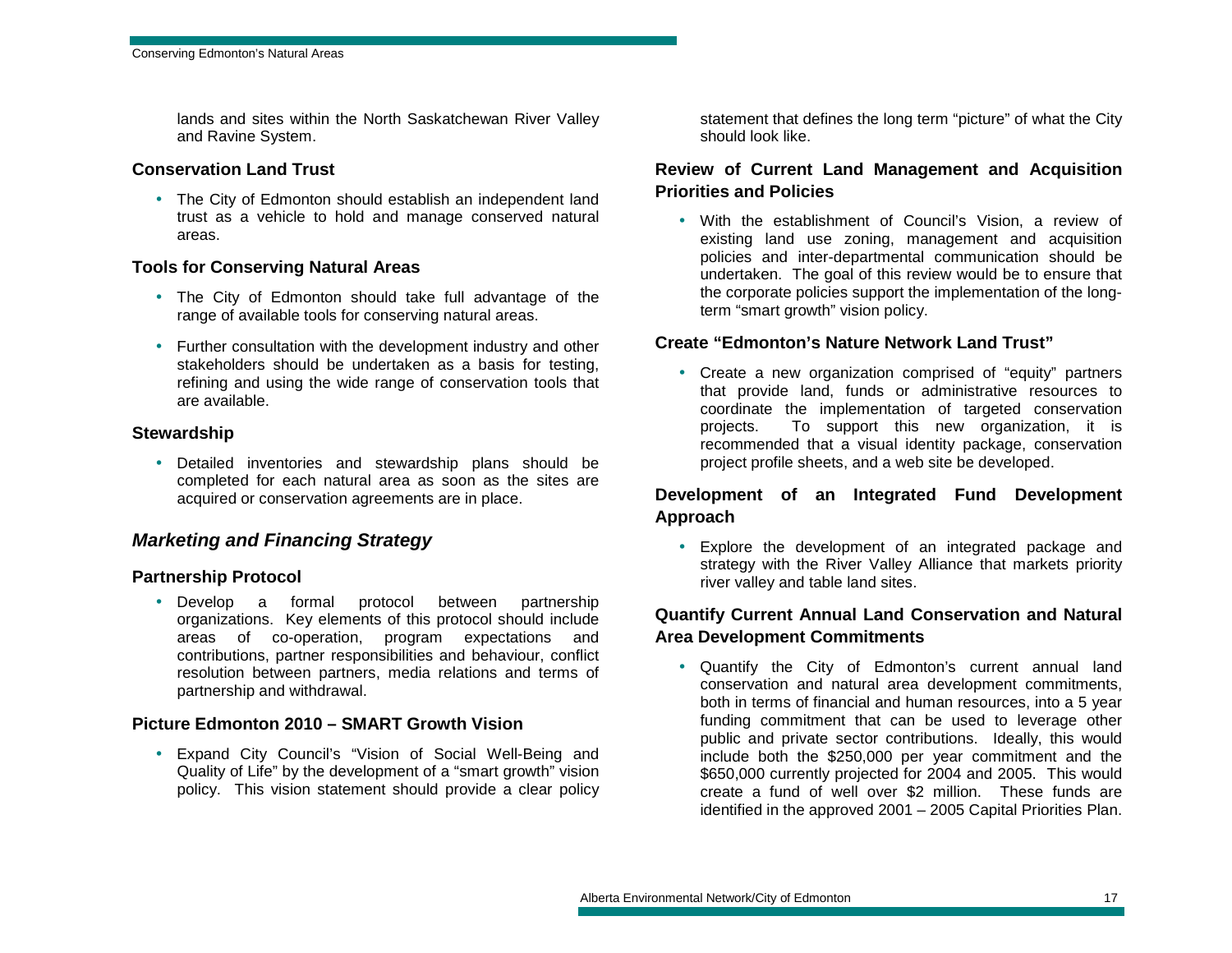lands and sites within the North Saskatchewan River Valley and Ravine System.

### Conservation Land Trust

- The City of Edmonton should establish an independent land trust as a vehicle to hold and manage conserved natural areas.

### Tools for Conserving Natural Areas

- The City of Edmonton should take full advantage of the range of available tools for conserving natural areas.
- Further consultation with the development industry and other stakeholders should be undertaken as a basis for testing, refining and using the wide range of conservation tools that are available.

### Stewardship

- Detailed inventories and stewardship plans should be completed for each natural area as soon as the sites are acquired or conservation agreements are in place.

## *Marketing and Financing Strategy*

### Partnership Protocol

- Develop a formal protocol between partnership organizations. Key elements of this protocol should include areas of co-operation, program expectations and contributions, partner responsibilities and behaviour, conflict resolution between partners, media relations and terms of partnership and withdrawal.

### Picture Edmonton 2010 – SMART Growth Vision

- Expand City Council's "Vision of Social Well-Being and Quality of Life" by the development of a "smart growth" vision policy. This vision statement should provide a clear policy statement that defines the long term "picture" of what the City should look like.

### Review of Current Land Management and Acquisition Priorities and Policies

- With the establishment of Council's Vision, a review of existing land use zoning, management and acquisition policies and inter-departmental communication should be undertaken. The goal of this review would be to ensure that the corporate policies support the implementation of the long-term "smart growth" vision policy.

### Create "Edmonton's Nature Network Land Trust"

- Create a new organization comprised of "equity" partners that provide land, funds or administrative resources to coordinate the implementation of targeted conservation projects. To support this new organization, it is recommended that a visual identity package, conservation project profile sheets, and a web site be developed.

### Development of an Integrated Fund Development Approach

- Explore the development of an integrated package and strategy with the River Valley Alliance that markets priority river valley and table land sites.

### Quantify Current Annual Land Conservation and Natural Area Development Commitments

- Quantify the City of Edmonton's current annual land conservation and natural area development commitments, both in terms of financial and human resources, into a 5 year funding commitment that can be used to leverage other public and private sector contributions. Ideally, this would include both the $250,000 per year commitment and the $650,000 currently projected for 2004 and 2005. This would create a fund of well over $2 million. These funds are identified in the approved 2001 – 2005 Capital Priorities Plan.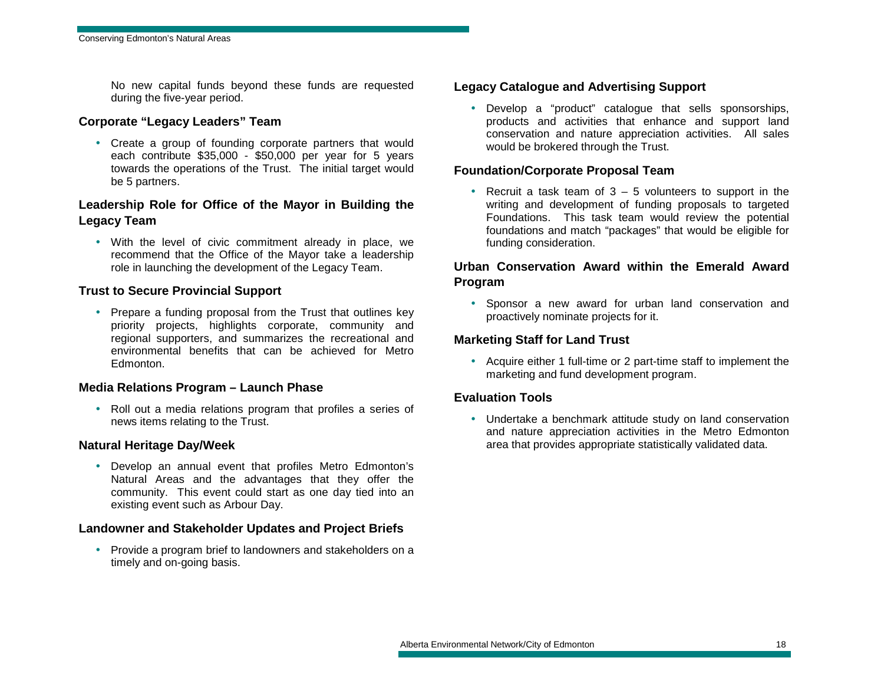No new capital funds beyond these funds are requested during the five-year period.

### Corporate "Legacy Leaders" Team

- Create a group of founding corporate partners that would each contribute $35,000 - $50,000 per year for 5 years towards the operations of the Trust. The initial target would be 5 partners.

### Leadership Role for Office of the Mayor in Building the Legacy Team

- With the level of civic commitment already in place, we recommend that the Office of the Mayor take a leadership role in launching the development of the Legacy Team.

### Trust to Secure Provincial Support

- Prepare a funding proposal from the Trust that outlines key priority projects, highlights corporate, community and regional supporters, and summarizes the recreational and environmental benefits that can be achieved for Metro Edmonton.

### Media Relations Program – Launch Phase

- Roll out a media relations program that profiles a series of news items relating to the Trust.

### Natural Heritage Day/Week

- Develop an annual event that profiles Metro Edmonton's Natural Areas and the advantages that they offer the community. This event could start as one day tied into an existing event such as Arbour Day.

### Landowner and Stakeholder Updates and Project Briefs

- Provide a program brief to landowners and stakeholders on a timely and on-going basis.

### Legacy Catalogue and Advertising Support

- Develop a "product" catalogue that sells sponsorships, products and activities that enhance and support land conservation and nature appreciation activities. All sales would be brokered through the Trust.

### Foundation/Corporate Proposal Team

- Recruit a task team of 3 – 5 volunteers to support in the writing and development of funding proposals to targeted Foundations. This task team would review the potential foundations and match "packages" that would be eligible for funding consideration.

### Urban Conservation Award within the Emerald Award Program

- Sponsor a new award for urban land conservation and proactively nominate projects for it.

### Marketing Staff for Land Trust

- Acquire either 1 full-time or 2 part-time staff to implement the marketing and fund development program.

### Evaluation Tools

- Undertake a benchmark attitude study on land conservation and nature appreciation activities in the Metro Edmonton area that provides appropriate statistically validated data.